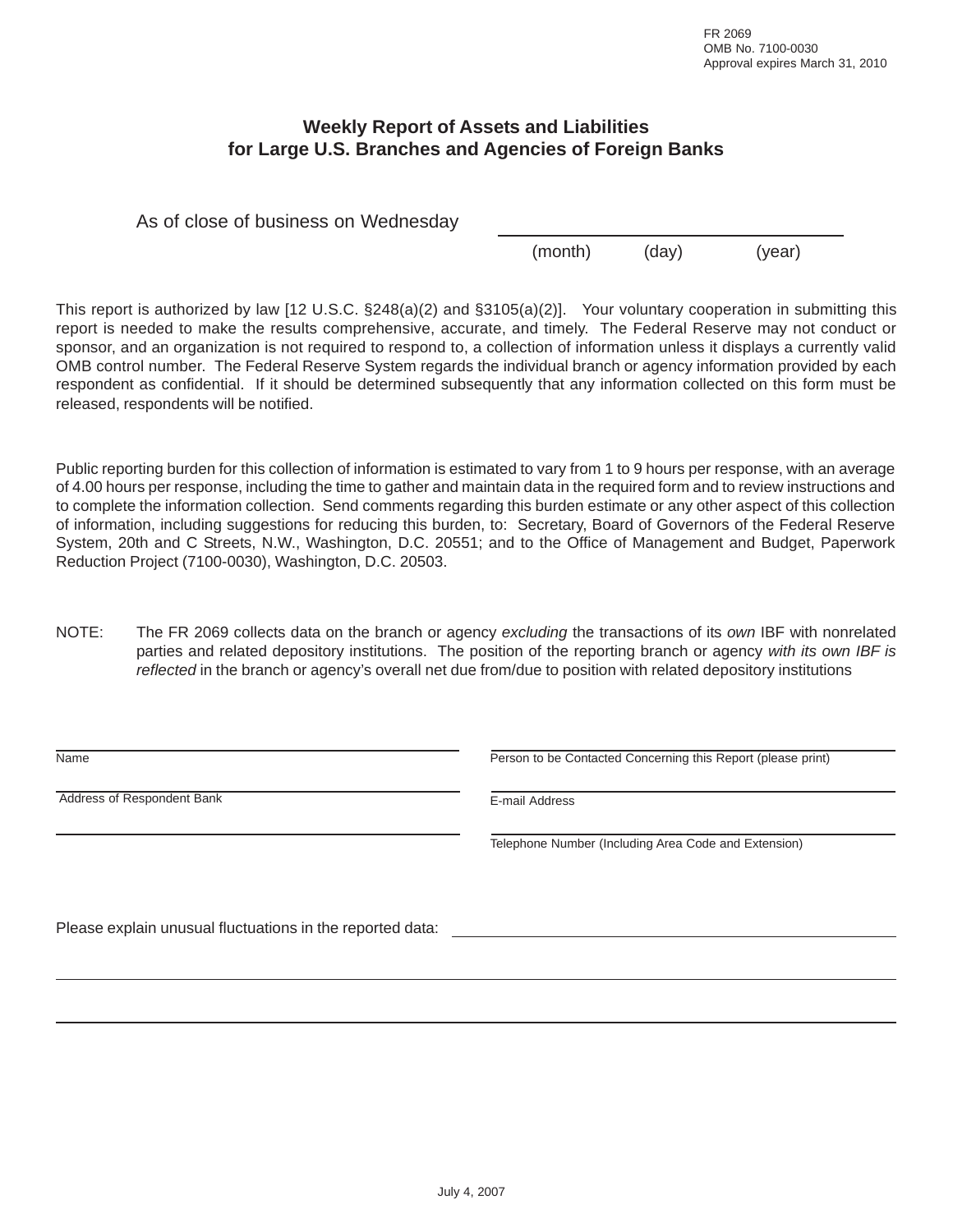FR 2069
OMB No. 7100-0030
Approval expires March 31, 2010

# Weekly Report of Assets and Liabilities for Large U.S. Branches and Agencies of Foreign Banks

As of close of business on Wednesday \_\_\_\_\_\_\_\_\_\_\_\_\_\_\_\_\_\_\_\_\_\_\_\_\_\_\_\_
(month) (day) (year)

This report is authorized by law [12 U.S.C. §248(a)(2) and §3105(a)(2)]. Your voluntary cooperation in submitting this report is needed to make the results comprehensive, accurate, and timely. The Federal Reserve may not conduct or sponsor, and an organization is not required to respond to, a collection of information unless it displays a currently valid OMB control number. The Federal Reserve System regards the individual branch or agency information provided by each respondent as confidential. If it should be determined subsequently that any information collected on this form must be released, respondents will be notified.

Public reporting burden for this collection of information is estimated to vary from 1 to 9 hours per response, with an average of 4.00 hours per response, including the time to gather and maintain data in the required form and to review instructions and to complete the information collection. Send comments regarding this burden estimate or any other aspect of this collection of information, including suggestions for reducing this burden, to: Secretary, Board of Governors of the Federal Reserve System, 20th and C Streets, N.W., Washington, D.C. 20551; and to the Office of Management and Budget, Paperwork Reduction Project (7100-0030), Washington, D.C. 20503.

NOTE: The FR 2069 collects data on the branch or agency *excluding* the transactions of its *own* IBF with nonrelated parties and related depository institutions. The position of the reporting branch or agency *with its own IBF is reflected* in the branch or agency's overall net due from/due to position with related depository institutions

\_\_\_\_\_\_\_\_\_\_\_\_\_\_\_\_\_\_\_\_\_\_\_\_\_\_\_\_
Name

\_\_\_\_\_\_\_\_\_\_\_\_\_\_\_\_\_\_\_\_\_\_\_\_\_\_\_\_
Address of Respondent Bank

\_\_\_\_\_\_\_\_\_\_\_\_\_\_\_\_\_\_\_\_\_\_\_\_\_\_\_\_

\_\_\_\_\_\_\_\_\_\_\_\_\_\_\_\_\_\_\_\_\_\_\_\_\_\_\_\_
Person to be Contacted Concerning this Report (please print)

\_\_\_\_\_\_\_\_\_\_\_\_\_\_\_\_\_\_\_\_\_\_\_\_\_\_\_\_
E-mail Address

\_\_\_\_\_\_\_\_\_\_\_\_\_\_\_\_\_\_\_\_\_\_\_\_\_\_\_\_
Telephone Number (Including Area Code and Extension)

Please explain unusual fluctuations in the reported data: \_\_\_\_\_\_\_\_\_\_\_\_\_\_\_\_\_\_\_\_\_\_\_\_\_\_\_\_

\_\_\_\_\_\_\_\_\_\_\_\_\_\_\_\_\_\_\_\_\_\_\_\_\_\_\_\_\_\_\_\_\_\_\_\_\_\_\_\_\_\_\_\_\_\_\_\_\_\_\_\_\_\_\_\_

\_\_\_\_\_\_\_\_\_\_\_\_\_\_\_\_\_\_\_\_\_\_\_\_\_\_\_\_\_\_\_\_\_\_\_\_\_\_\_\_\_\_\_\_\_\_\_\_\_\_\_\_\_\_\_\_

July 4, 2007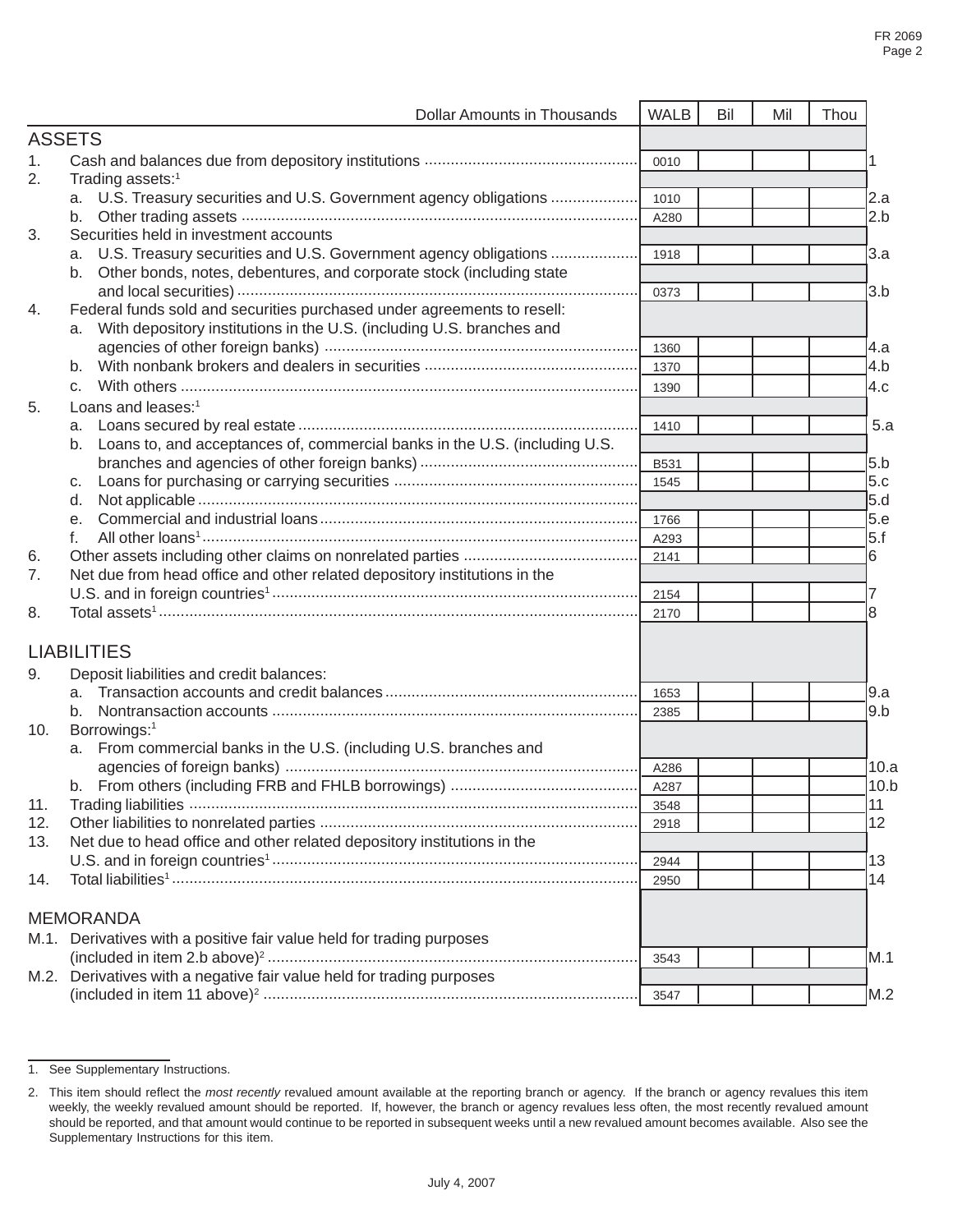| Dollar Amounts in Thousands | WALB | Bil | Mil | Thou | |
|---|---|---|---|---|---|
| **ASSETS** | | | | | |
| 1. Cash and balances due from depository institutions | 0010 | | | | 1 |
| 2. Trading assets:[1] | | | | | |
| a. U.S. Treasury securities and U.S. Government agency obligations | 1010 | | | | 2.a |
| b. Other trading assets | A280 | | | | 2.b |
| 3. Securities held in investment accounts | | | | | |
| a. U.S. Treasury securities and U.S. Government agency obligations | 1918 | | | | 3.a |
| b. Other bonds, notes, debentures, and corporate stock (including state and local securities) | 0373 | | | | 3.b |
| 4. Federal funds sold and securities purchased under agreements to resell: | | | | | |
| a. With depository institutions in the U.S. (including U.S. branches and agencies of other foreign banks) | 1360 | | | | 4.a |
| b. With nonbank brokers and dealers in securities | 1370 | | | | 4.b |
| c. With others | 1390 | | | | 4.c |
| 5. Loans and leases:[1] | | | | | |
| a. Loans secured by real estate | 1410 | | | | 5.a |
| b. Loans to, and acceptances of, commercial banks in the U.S. (including U.S. branches and agencies of other foreign banks) | B531 | | | | 5.b |
| c. Loans for purchasing or carrying securities | 1545 | | | | 5.c |
| d. Not applicable | | | | | 5.d |
| e. Commercial and industrial loans | 1766 | | | | 5.e |
| f. All other loans[1] | A293 | | | | 5.f |
| 6. Other assets including other claims on nonrelated parties | 2141 | | | | 6 |
| 7. Net due from head office and other related depository institutions in the U.S. and in foreign countries[1] | 2154 | | | | 7 |
| 8. Total assets[1] | 2170 | | | | 8 |
| **LIABILITIES** | | | | | |
| 9. Deposit liabilities and credit balances: | | | | | |
| a. Transaction accounts and credit balances | 1653 | | | | 9.a |
| b. Nontransaction accounts | 2385 | | | | 9.b |
| 10. Borrowings:[1] | | | | | |
| a. From commercial banks in the U.S. (including U.S. branches and agencies of foreign banks) | A286 | | | | 10.a |
| b. From others (including FRB and FHLB borrowings) | A287 | | | | 10.b |
| 11. Trading liabilities | 3548 | | | | 11 |
| 12. Other liabilities to nonrelated parties | 2918 | | | | 12 |
| 13. Net due to head office and other related depository institutions in the U.S. and in foreign countries[1] | 2944 | | | | 13 |
| 14. Total liabilities[1] | 2950 | | | | 14 |
| **MEMORANDA** | | | | | |
| M.1. Derivatives with a positive fair value held for trading purposes (included in item 2.b above)[2] | 3543 | | | | M.1 |
| M.2. Derivatives with a negative fair value held for trading purposes (included in item 11 above)[2] | 3547 | | | | M.2 |

1. See Supplementary Instructions.

2. This item should reflect the *most recently* revalued amount available at the reporting branch or agency. If the branch or agency revalues this item weekly, the weekly revalued amount should be reported. If, however, the branch or agency revalues less often, the most recently revalued amount should be reported, and that amount would continue to be reported in subsequent weeks until a new revalued amount becomes available. Also see the Supplementary Instructions for this item.